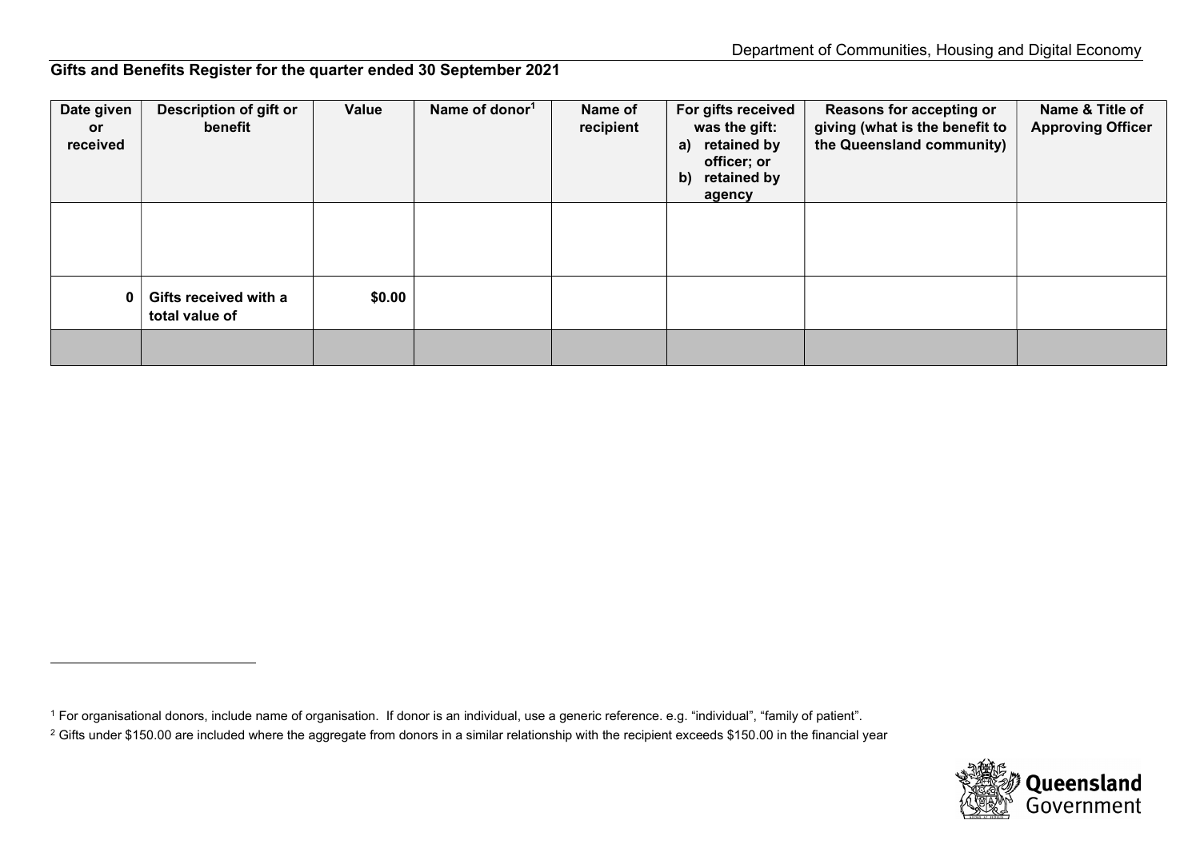Department of Communities, Housing and Digital Economy

**Gifts and Benefits Register for the quarter ended 30 September 2021**

| Date given or received | Description of gift or benefit | Value | Name of donor[1] | Name of recipient | For gifts received was the gift: a) retained by officer; or b) retained by agency | Reasons for accepting or giving (what is the benefit to the Queensland community) | Name & Title of Approving Officer |
|---|---|---|---|---|---|---|---|
| | | | | | | | |
| **0** | **Gifts received with a total value of** | **$0.00** | | | | | |
| | | | | | | | |

[1] For organisational donors, include name of organisation. If donor is an individual, use a generic reference. e.g. "individual", "family of patient".

[2] Gifts under $150.00 are included where the aggregate from donors in a similar relationship with the recipient exceeds $150.00 in the financial year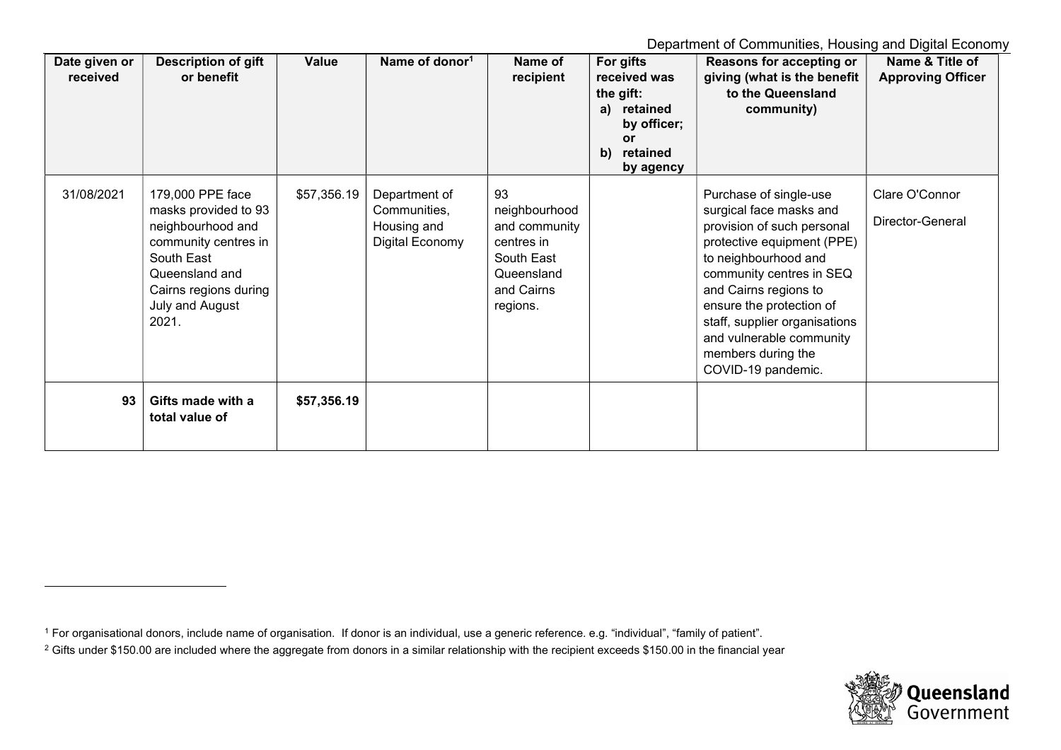| Date given or received | Description of gift or benefit | Value | Name of donor[1] | Name of recipient | For gifts received was the gift: a) retained by officer; or b) retained by agency | Reasons for accepting or giving (what is the benefit to the Queensland community) | Name & Title of Approving Officer |
|---|---|---|---|---|---|---|---|
| 31/08/2021 | 179,000 PPE face masks provided to 93 neighbourhood and community centres in South East Queensland and Cairns regions during July and August 2021. | $57,356.19 | Department of Communities, Housing and Digital Economy | 93 neighbourhood and community centres in South East Queensland and Cairns regions. | | Purchase of single-use surgical face masks and provision of such personal protective equipment (PPE) to neighbourhood and community centres in SEQ and Cairns regions to ensure the protection of staff, supplier organisations and vulnerable community members during the COVID-19 pandemic. | Clare O'Connor Director-General |
| **93** | **Gifts made with a total value of** | **$57,356.19** | | | | | |

[1] For organisational donors, include name of organisation. If donor is an individual, use a generic reference. e.g. "individual", "family of patient".

[2] Gifts under $150.00 are included where the aggregate from donors in a similar relationship with the recipient exceeds $150.00 in the financial year